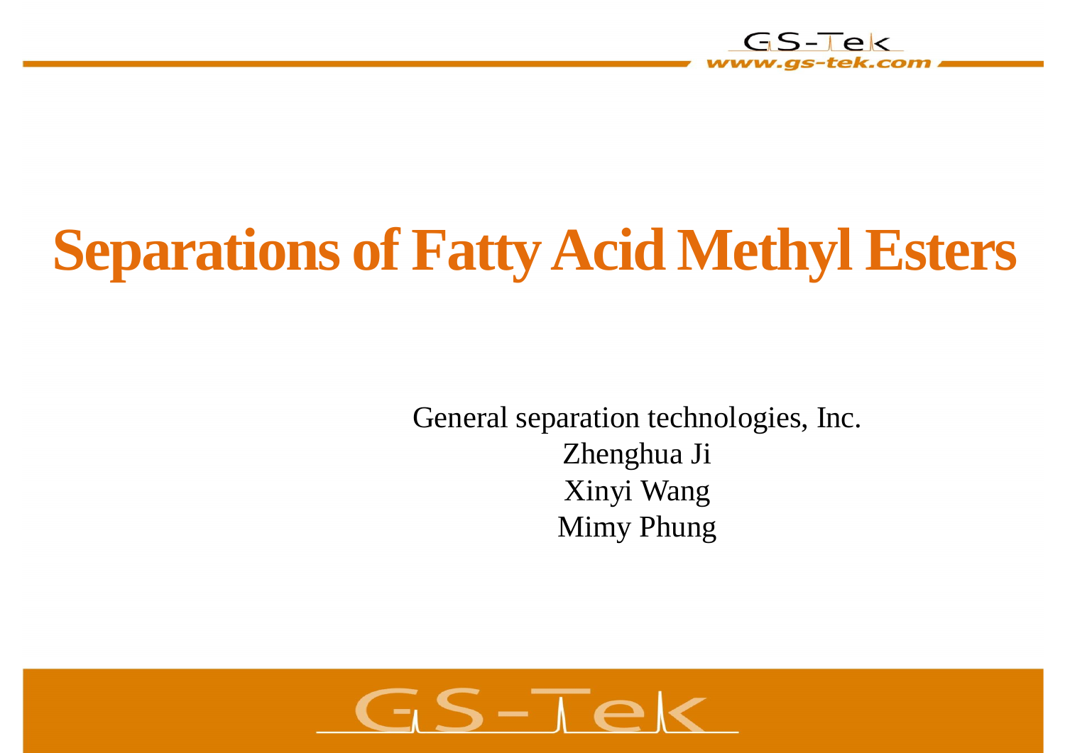# Separations of Fatty Acid Methyl Esters

General separation technologies, Inc.
Zhenghua Ji
Xinyi Wang
Mimy Phung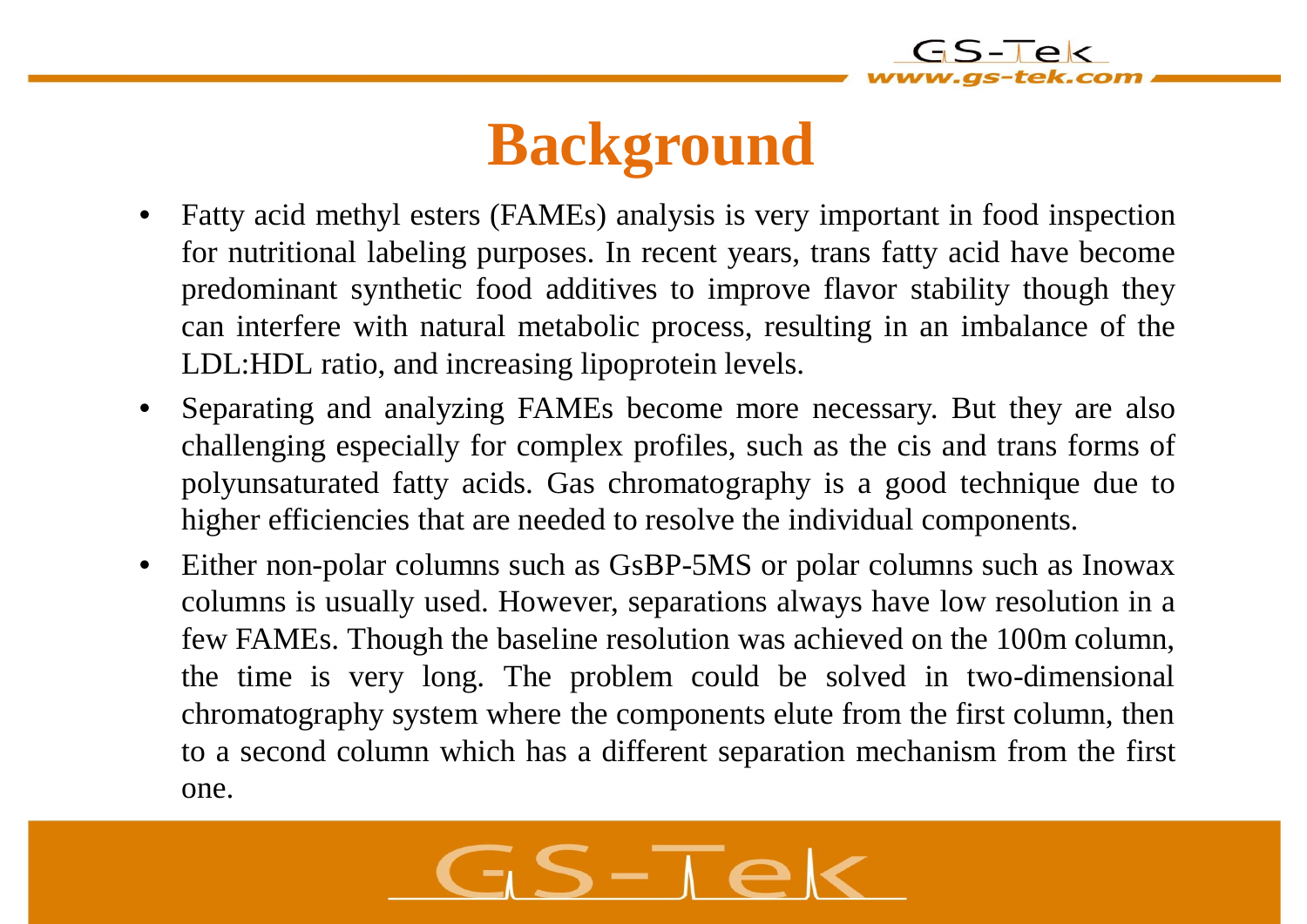# Background

- Fatty acid methyl esters (FAMEs) analysis is very important in food inspection for nutritional labeling purposes. In recent years, trans fatty acid have become predominant synthetic food additives to improve flavor stability though they can interfere with natural metabolic process, resulting in an imbalance of the LDL:HDL ratio, and increasing lipoprotein levels.
- Separating and analyzing FAMEs become more necessary. But they are also challenging especially for complex profiles, such as the cis and trans forms of polyunsaturated fatty acids. Gas chromatography is a good technique due to higher efficiencies that are needed to resolve the individual components.
- Either non-polar columns such as GsBP-5MS or polar columns such as Inowax columns is usually used. However, separations always have low resolution in a few FAMEs. Though the baseline resolution was achieved on the 100m column, the time is very long. The problem could be solved in two-dimensional chromatography system where the components elute from the first column, then to a second column which has a different separation mechanism from the first one.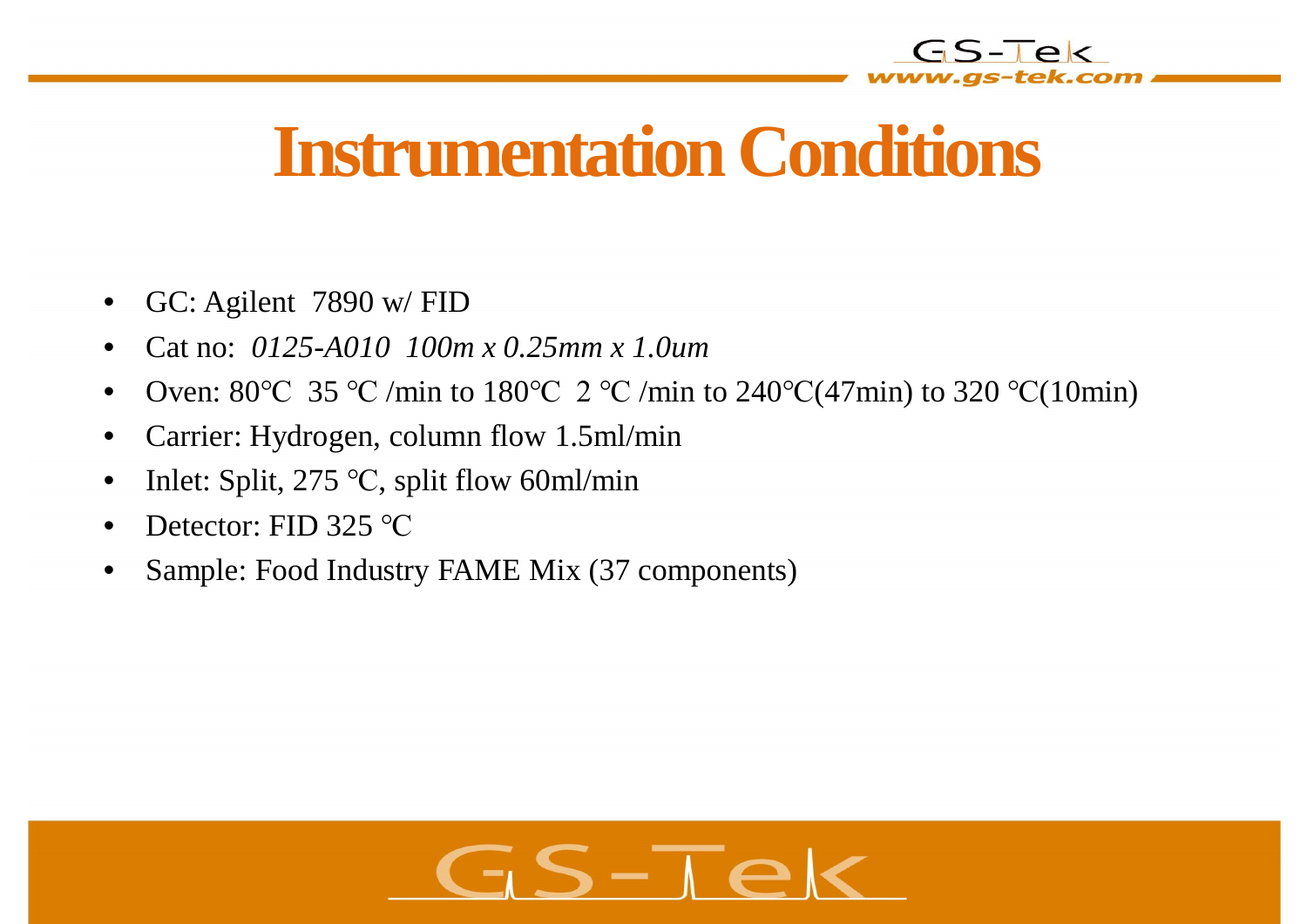# Instrumentation Conditions

- GC: Agilent 7890 w/ FID
- Cat no: *0125-A010 100m x 0.25mm x 1.0um*
- Oven: 80℃ 35 ℃ /min to 180℃ 2 ℃ /min to 240℃(47min) to 320 ℃(10min)
- Carrier: Hydrogen, column flow 1.5ml/min
- Inlet: Split, 275 ℃, split flow 60ml/min
- Detector: FID 325 ℃
- Sample: Food Industry FAME Mix (37 components)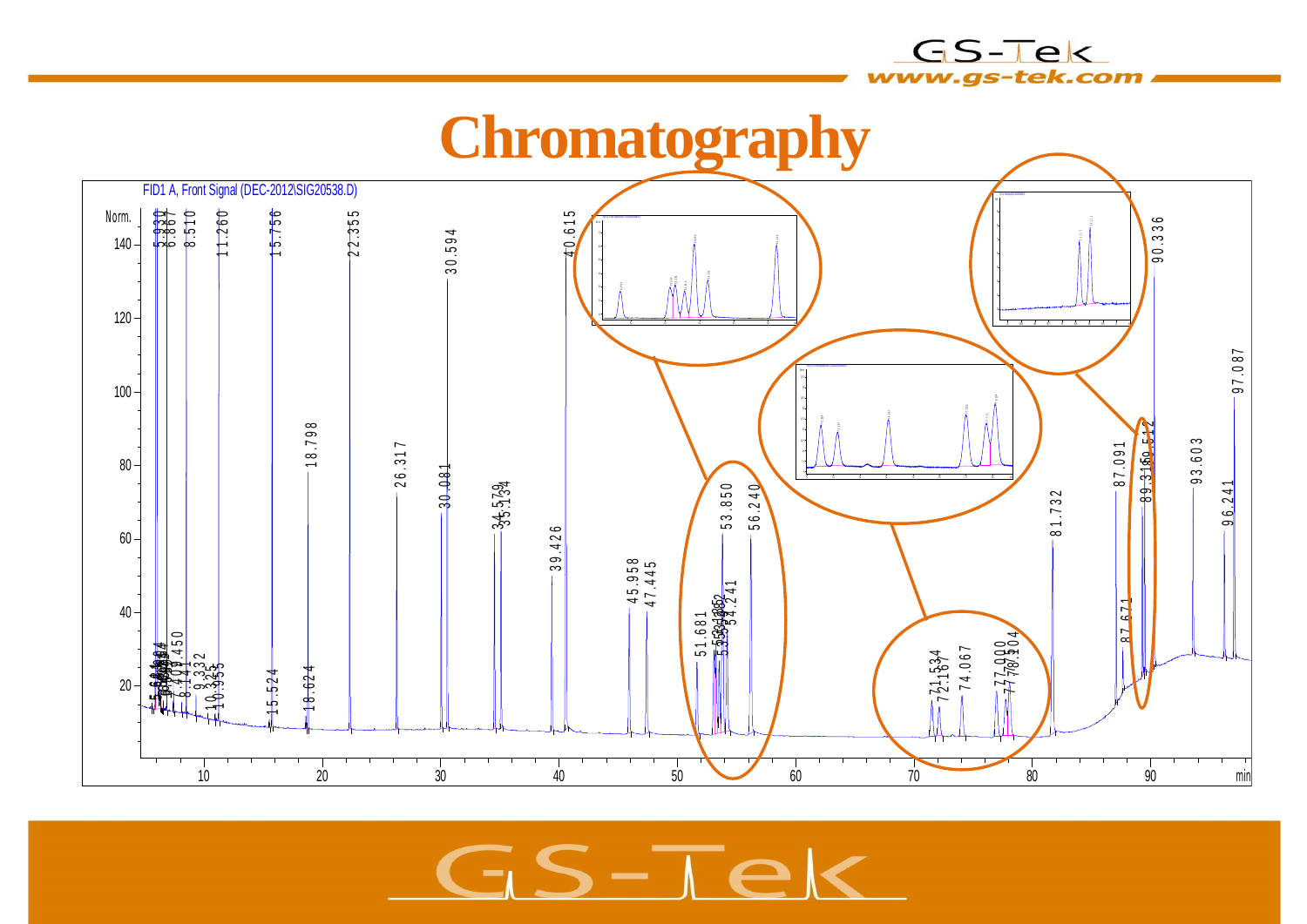# Chromatography

FID1 A, Front Signal (DEC-2012\SIG20538.D)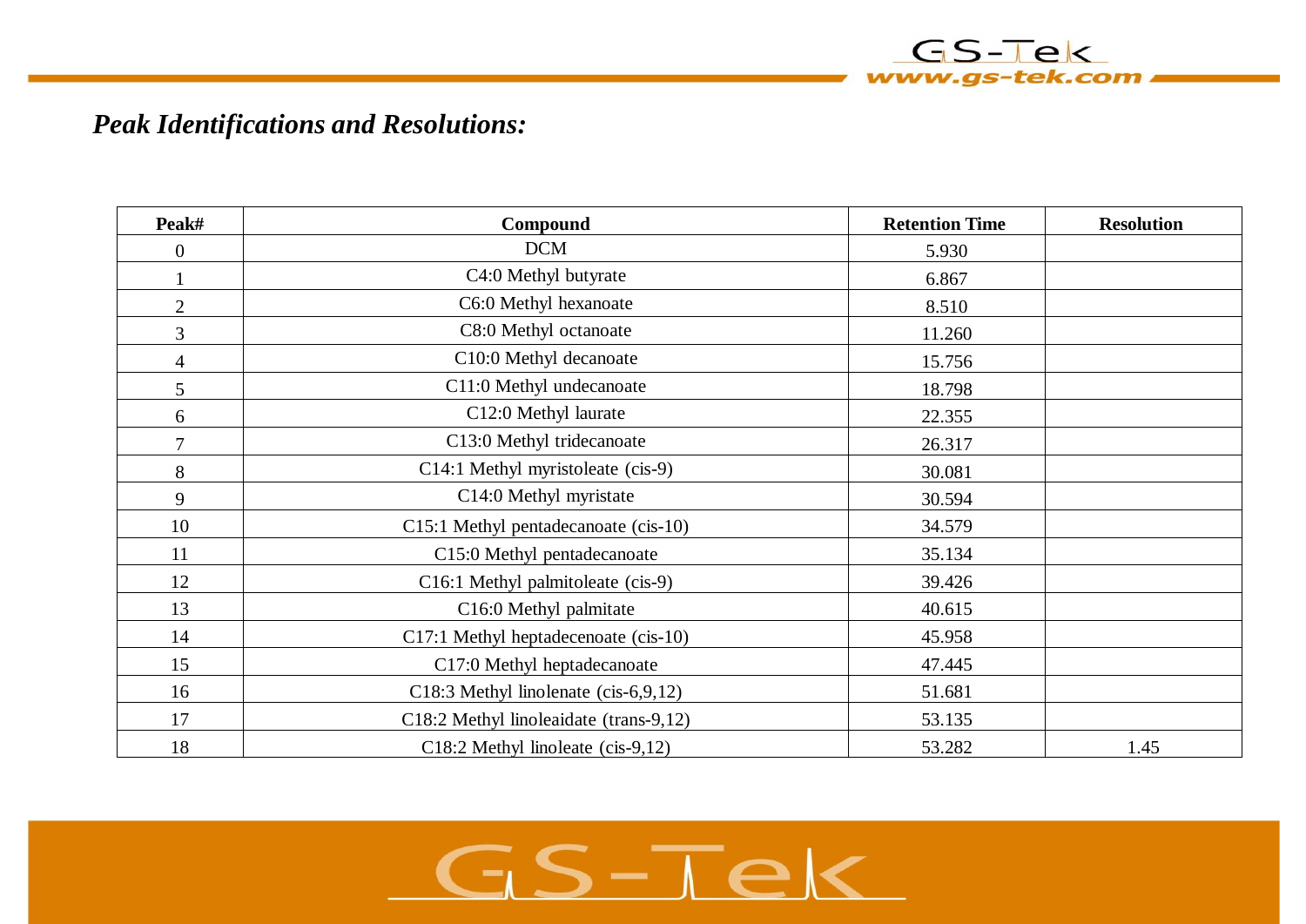## *Peak Identifications and Resolutions:*

| Peak# | Compound | Retention Time | Resolution |
|---|---|---|---|
| 0 | DCM | 5.930 | |
| 1 | C4:0 Methyl butyrate | 6.867 | |
| 2 | C6:0 Methyl hexanoate | 8.510 | |
| 3 | C8:0 Methyl octanoate | 11.260 | |
| 4 | C10:0 Methyl decanoate | 15.756 | |
| 5 | C11:0 Methyl undecanoate | 18.798 | |
| 6 | C12:0 Methyl laurate | 22.355 | |
| 7 | C13:0 Methyl tridecanoate | 26.317 | |
| 8 | C14:1 Methyl myristoleate (cis-9) | 30.081 | |
| 9 | C14:0 Methyl myristate | 30.594 | |
| 10 | C15:1 Methyl pentadecanoate (cis-10) | 34.579 | |
| 11 | C15:0 Methyl pentadecanoate | 35.134 | |
| 12 | C16:1 Methyl palmitoleate (cis-9) | 39.426 | |
| 13 | C16:0 Methyl palmitate | 40.615 | |
| 14 | C17:1 Methyl heptadecenoate (cis-10) | 45.958 | |
| 15 | C17:0 Methyl heptadecanoate | 47.445 | |
| 16 | C18:3 Methyl linolenate (cis-6,9,12) | 51.681 | |
| 17 | C18:2 Methyl linoleaidate (trans-9,12) | 53.135 | |
| 18 | C18:2 Methyl linoleate (cis-9,12) | 53.282 | 1.45 |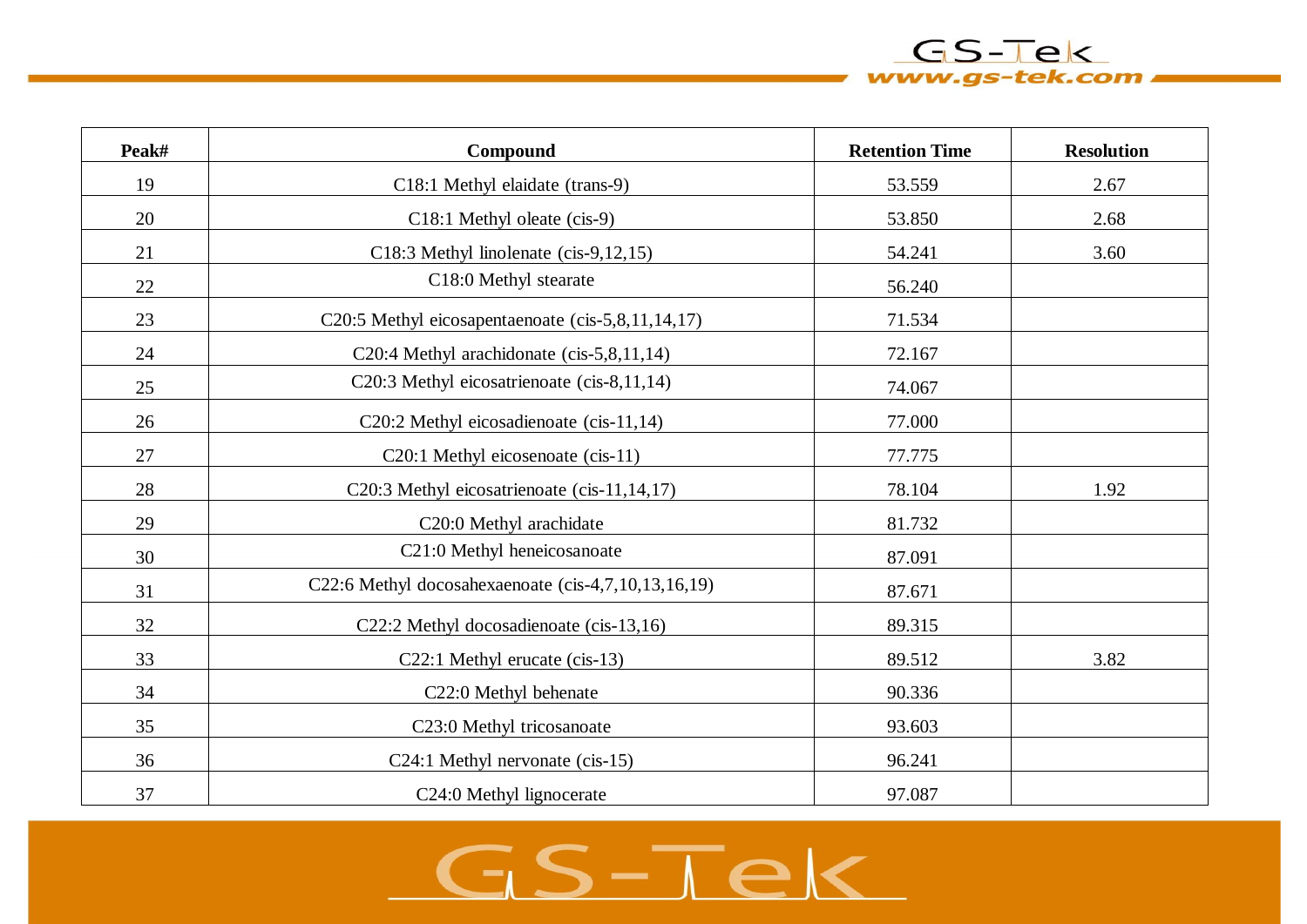| Peak# | Compound | Retention Time | Resolution |
|---|---|---|---|
| 19 | C18:1 Methyl elaidate (trans-9) | 53.559 | 2.67 |
| 20 | C18:1 Methyl oleate (cis-9) | 53.850 | 2.68 |
| 21 | C18:3 Methyl linolenate (cis-9,12,15) | 54.241 | 3.60 |
| 22 | C18:0 Methyl stearate | 56.240 | |
| 23 | C20:5 Methyl eicosapentaenoate (cis-5,8,11,14,17) | 71.534 | |
| 24 | C20:4 Methyl arachidonate (cis-5,8,11,14) | 72.167 | |
| 25 | C20:3 Methyl eicosatrienoate (cis-8,11,14) | 74.067 | |
| 26 | C20:2 Methyl eicosadienoate (cis-11,14) | 77.000 | |
| 27 | C20:1 Methyl eicosenoate (cis-11) | 77.775 | |
| 28 | C20:3 Methyl eicosatrienoate (cis-11,14,17) | 78.104 | 1.92 |
| 29 | C20:0 Methyl arachidate | 81.732 | |
| 30 | C21:0 Methyl heneicosanoate | 87.091 | |
| 31 | C22:6 Methyl docosahexaenoate (cis-4,7,10,13,16,19) | 87.671 | |
| 32 | C22:2 Methyl docosadienoate (cis-13,16) | 89.315 | |
| 33 | C22:1 Methyl erucate (cis-13) | 89.512 | 3.82 |
| 34 | C22:0 Methyl behenate | 90.336 | |
| 35 | C23:0 Methyl tricosanoate | 93.603 | |
| 36 | C24:1 Methyl nervonate (cis-15) | 96.241 | |
| 37 | C24:0 Methyl lignocerate | 97.087 | |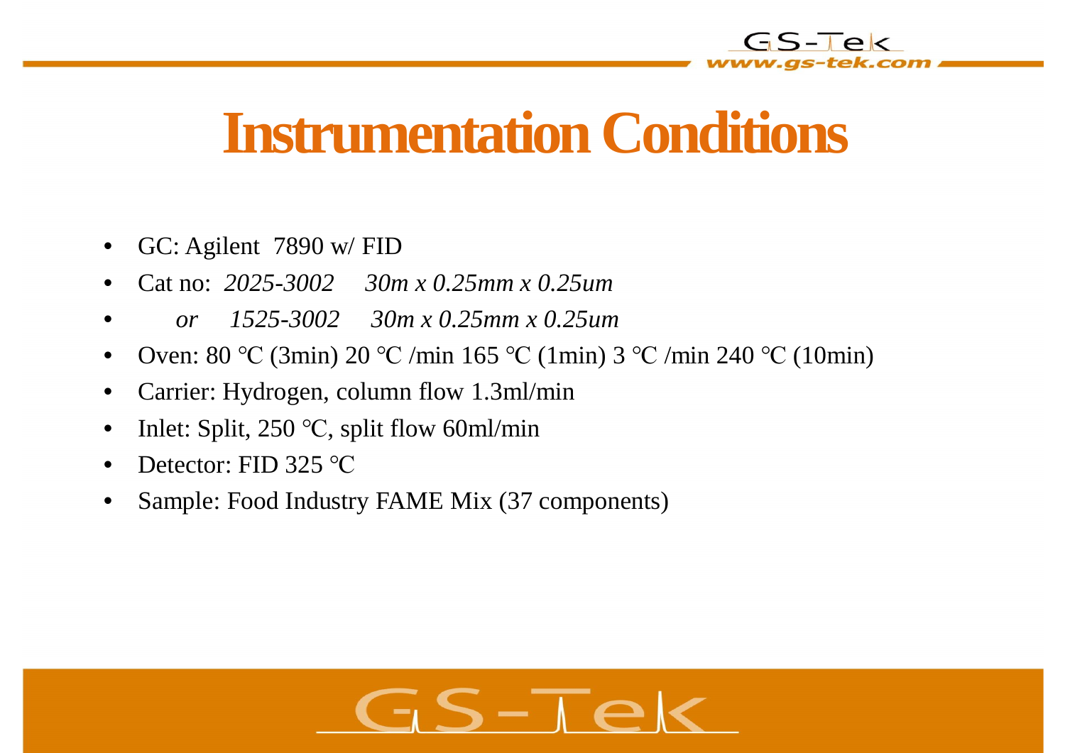# Instrumentation Conditions

- GC: Agilent 7890 w/ FID
- Cat no: *2025-3002 30m x 0.25mm x 0.25um*
- *or 1525-3002 30m x 0.25mm x 0.25um*
- Oven: 80 ℃ (3min) 20 ℃ /min 165 ℃ (1min) 3 ℃ /min 240 ℃ (10min)
- Carrier: Hydrogen, column flow 1.3ml/min
- Inlet: Split, 250 ℃, split flow 60ml/min
- Detector: FID 325 ℃
- Sample: Food Industry FAME Mix (37 components)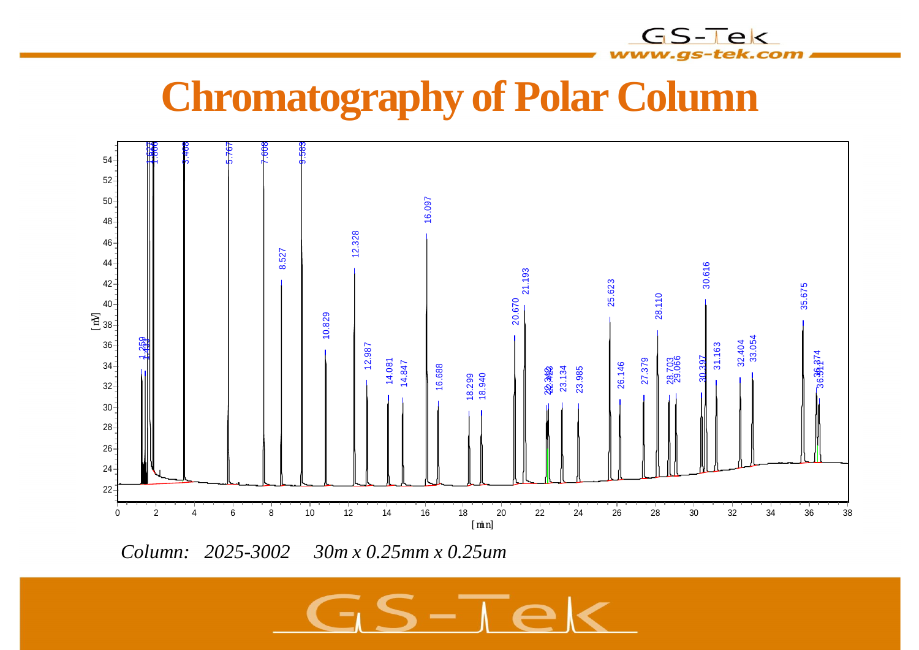# Chromatography of Polar Column

*Column: 2025-3002 30m x 0.25mm x 0.25um*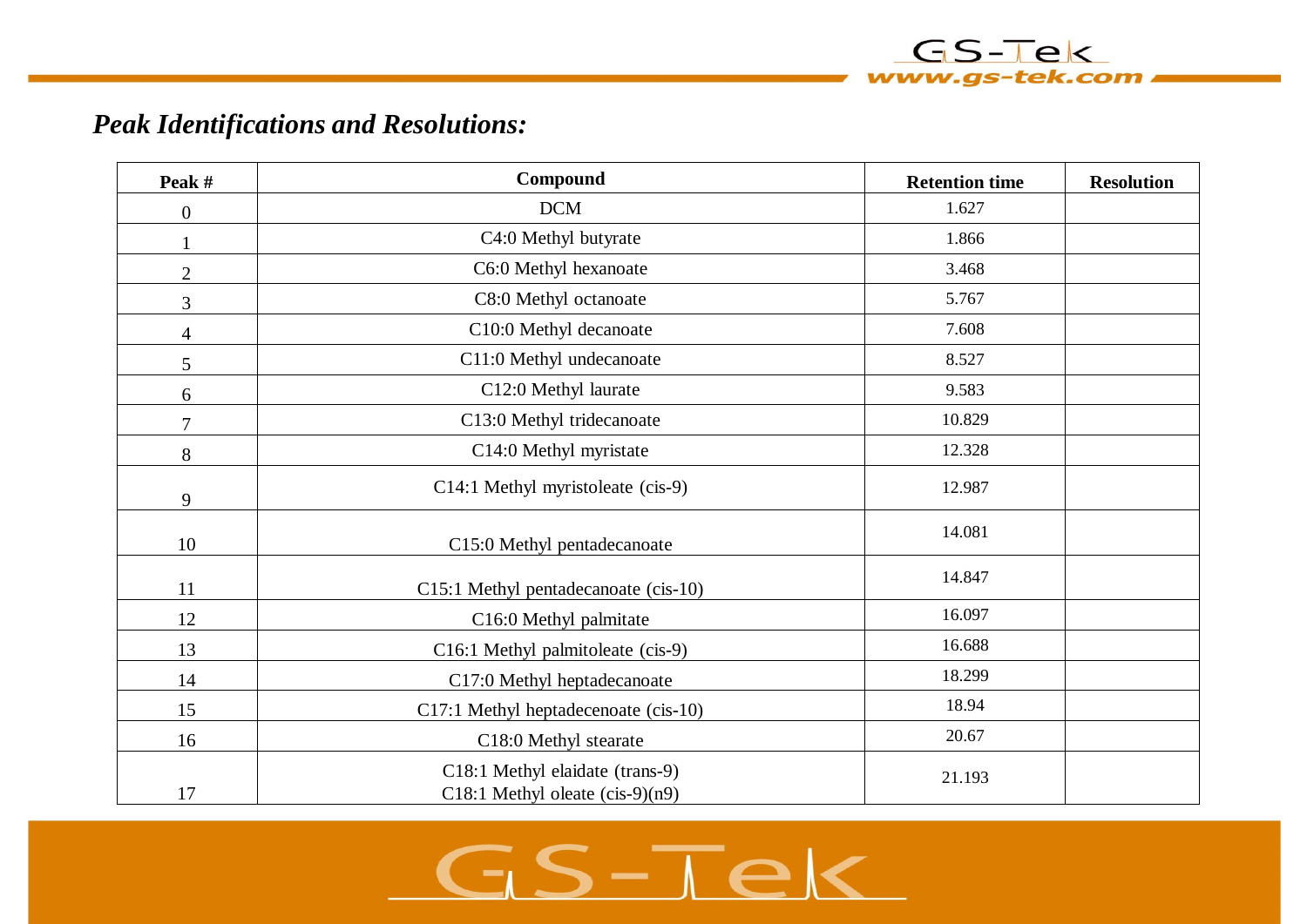## *Peak Identifications and Resolutions:*

| Peak # | Compound | Retention time | Resolution |
|---|---|---|---|
| 0 | DCM | 1.627 | |
| 1 | C4:0 Methyl butyrate | 1.866 | |
| 2 | C6:0 Methyl hexanoate | 3.468 | |
| 3 | C8:0 Methyl octanoate | 5.767 | |
| 4 | C10:0 Methyl decanoate | 7.608 | |
| 5 | C11:0 Methyl undecanoate | 8.527 | |
| 6 | C12:0 Methyl laurate | 9.583 | |
| 7 | C13:0 Methyl tridecanoate | 10.829 | |
| 8 | C14:0 Methyl myristate | 12.328 | |
| 9 | C14:1 Methyl myristoleate (cis-9) | 12.987 | |
| 10 | C15:0 Methyl pentadecanoate | 14.081 | |
| 11 | C15:1 Methyl pentadecanoate (cis-10) | 14.847 | |
| 12 | C16:0 Methyl palmitate | 16.097 | |
| 13 | C16:1 Methyl palmitoleate (cis-9) | 16.688 | |
| 14 | C17:0 Methyl heptadecanoate | 18.299 | |
| 15 | C17:1 Methyl heptadecenoate (cis-10) | 18.94 | |
| 16 | C18:0 Methyl stearate | 20.67 | |
| 17 | C18:1 Methyl elaidate (trans-9)<br>C18:1 Methyl oleate (cis-9)(n9) | 21.193 | |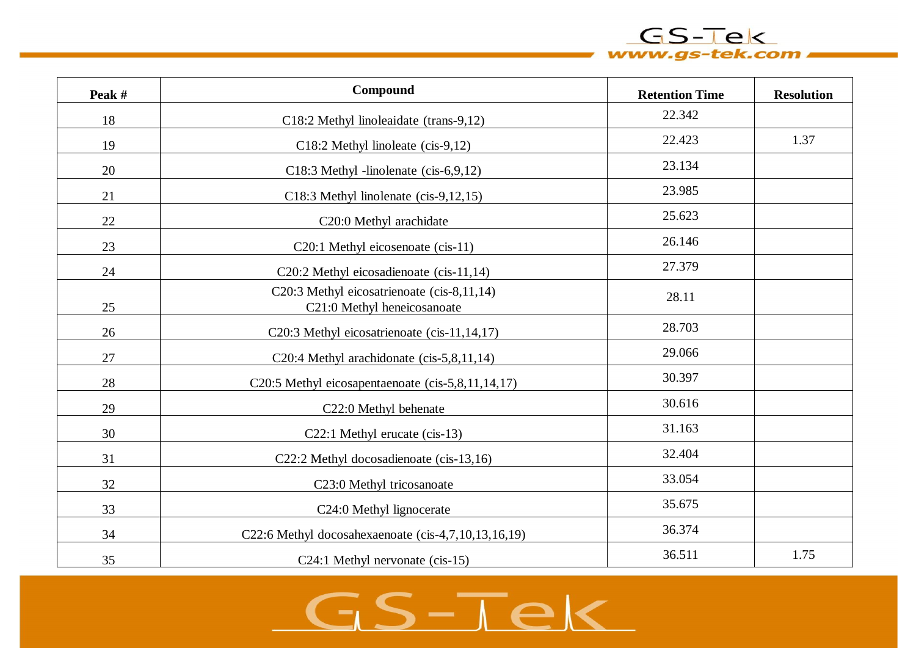| Peak # | Compound | Retention Time | Resolution |
|---|---|---|---|
| 18 | C18:2 Methyl linoleaidate (trans-9,12) | 22.342 | |
| 19 | C18:2 Methyl linoleate (cis-9,12) | 22.423 | 1.37 |
| 20 | C18:3 Methyl -linolenate (cis-6,9,12) | 23.134 | |
| 21 | C18:3 Methyl linolenate (cis-9,12,15) | 23.985 | |
| 22 | C20:0 Methyl arachidate | 25.623 | |
| 23 | C20:1 Methyl eicosenoate (cis-11) | 26.146 | |
| 24 | C20:2 Methyl eicosadienoate (cis-11,14) | 27.379 | |
| 25 | C20:3 Methyl eicosatrienoate (cis-8,11,14)<br>C21:0 Methyl heneicosanoate | 28.11 | |
| 26 | C20:3 Methyl eicosatrienoate (cis-11,14,17) | 28.703 | |
| 27 | C20:4 Methyl arachidonate (cis-5,8,11,14) | 29.066 | |
| 28 | C20:5 Methyl eicosapentaenoate (cis-5,8,11,14,17) | 30.397 | |
| 29 | C22:0 Methyl behenate | 30.616 | |
| 30 | C22:1 Methyl erucate (cis-13) | 31.163 | |
| 31 | C22:2 Methyl docosadienoate (cis-13,16) | 32.404 | |
| 32 | C23:0 Methyl tricosanoate | 33.054 | |
| 33 | C24:0 Methyl lignocerate | 35.675 | |
| 34 | C22:6 Methyl docosahexaenoate (cis-4,7,10,13,16,19) | 36.374 | |
| 35 | C24:1 Methyl nervonate (cis-15) | 36.511 | 1.75 |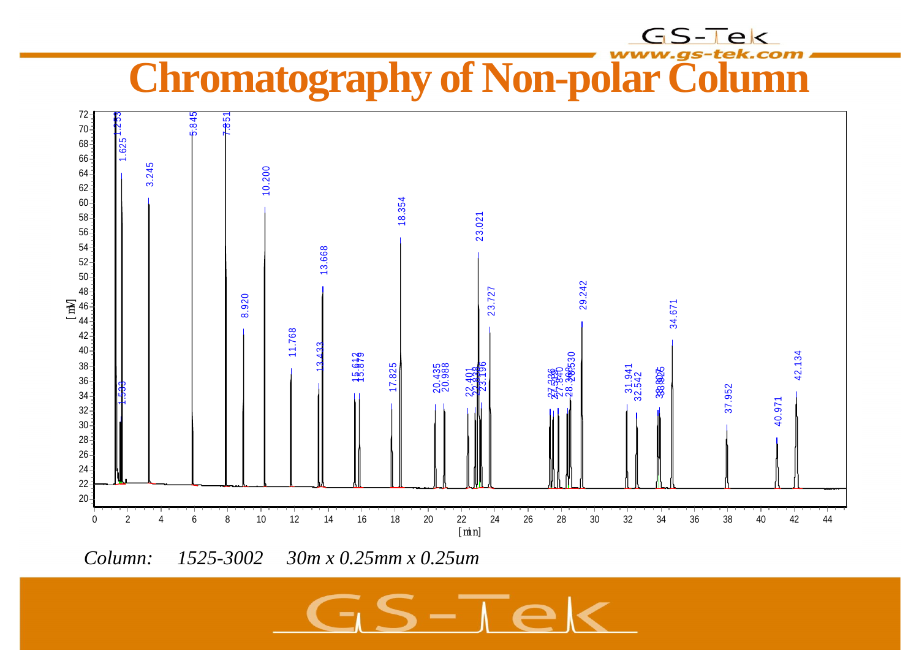# Chromatography of Non-polar Column

*Column: 1525-3002 30m x 0.25mm x 0.25um*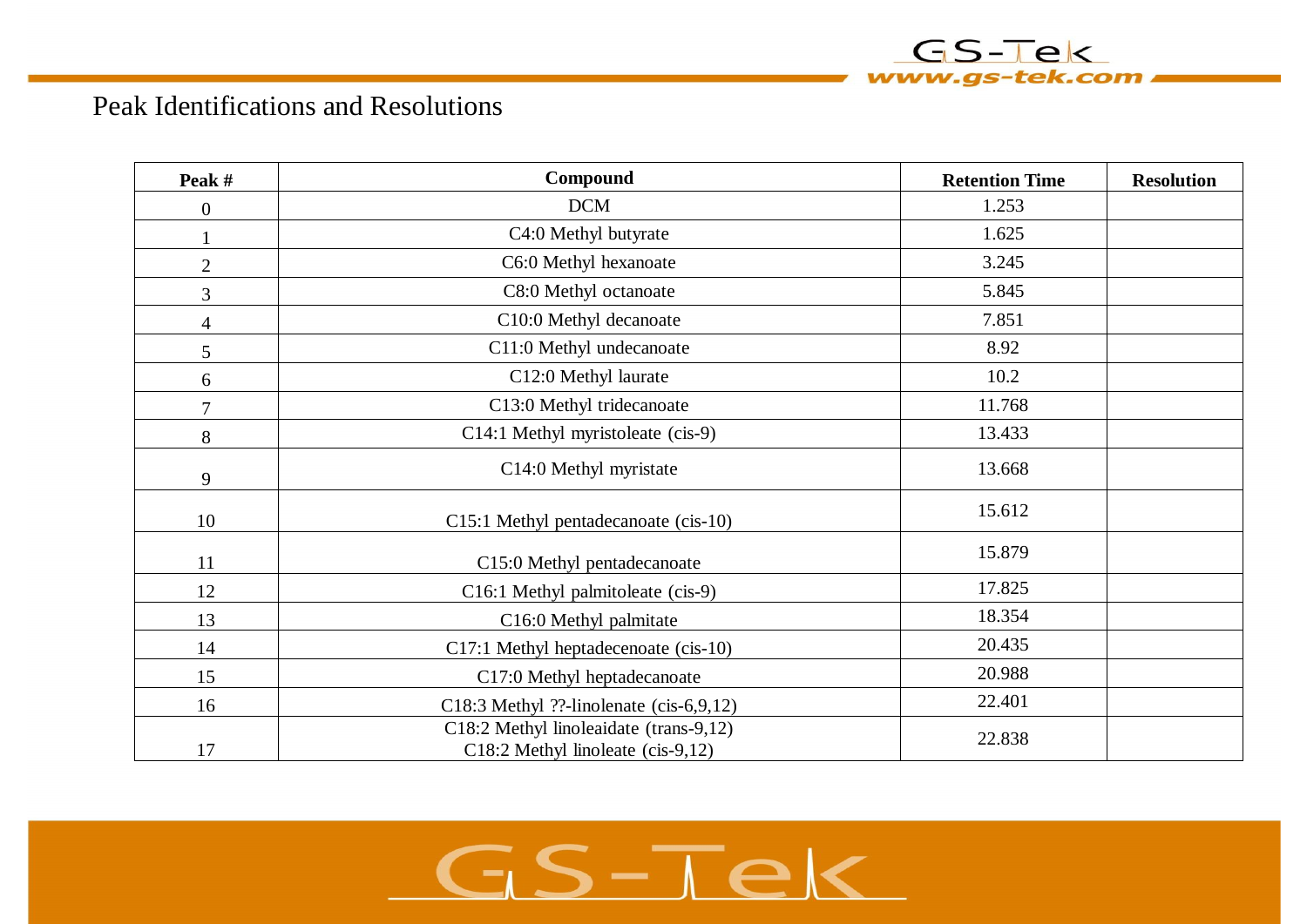# Peak Identifications and Resolutions

| Peak # | Compound | Retention Time | Resolution |
|---|---|---|---|
| 0 | DCM | 1.253 | |
| 1 | C4:0 Methyl butyrate | 1.625 | |
| 2 | C6:0 Methyl hexanoate | 3.245 | |
| 3 | C8:0 Methyl octanoate | 5.845 | |
| 4 | C10:0 Methyl decanoate | 7.851 | |
| 5 | C11:0 Methyl undecanoate | 8.92 | |
| 6 | C12:0 Methyl laurate | 10.2 | |
| 7 | C13:0 Methyl tridecanoate | 11.768 | |
| 8 | C14:1 Methyl myristoleate (cis-9) | 13.433 | |
| 9 | C14:0 Methyl myristate | 13.668 | |
| 10 | C15:1 Methyl pentadecanoate (cis-10) | 15.612 | |
| 11 | C15:0 Methyl pentadecanoate | 15.879 | |
| 12 | C16:1 Methyl palmitoleate (cis-9) | 17.825 | |
| 13 | C16:0 Methyl palmitate | 18.354 | |
| 14 | C17:1 Methyl heptadecenoate (cis-10) | 20.435 | |
| 15 | C17:0 Methyl heptadecanoate | 20.988 | |
| 16 | C18:3 Methyl ??-linolenate (cis-6,9,12) | 22.401 | |
| 17 | C18:2 Methyl linoleaidate (trans-9,12)<br>C18:2 Methyl linoleate (cis-9,12) | 22.838 | |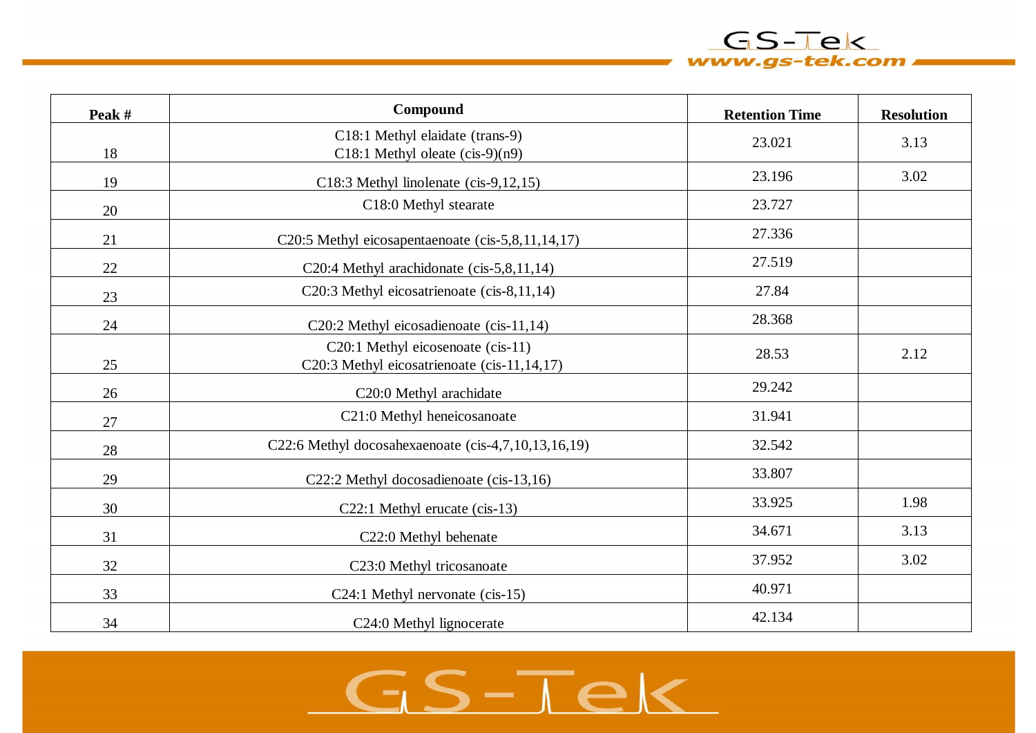| Peak # | Compound | Retention Time | Resolution |
|---|---|---|---|
| 18 | C18:1 Methyl elaidate (trans-9)<br>C18:1 Methyl oleate (cis-9)(n9) | 23.021 | 3.13 |
| 19 | C18:3 Methyl linolenate (cis-9,12,15) | 23.196 | 3.02 |
| 20 | C18:0 Methyl stearate | 23.727 | |
| 21 | C20:5 Methyl eicosapentaenoate (cis-5,8,11,14,17) | 27.336 | |
| 22 | C20:4 Methyl arachidonate (cis-5,8,11,14) | 27.519 | |
| 23 | C20:3 Methyl eicosatrienoate (cis-8,11,14) | 27.84 | |
| 24 | C20:2 Methyl eicosadienoate (cis-11,14) | 28.368 | |
| 25 | C20:1 Methyl eicosenoate (cis-11)<br>C20:3 Methyl eicosatrienoate (cis-11,14,17) | 28.53 | 2.12 |
| 26 | C20:0 Methyl arachidate | 29.242 | |
| 27 | C21:0 Methyl heneicosanoate | 31.941 | |
| 28 | C22:6 Methyl docosahexaenoate (cis-4,7,10,13,16,19) | 32.542 | |
| 29 | C22:2 Methyl docosadienoate (cis-13,16) | 33.807 | |
| 30 | C22:1 Methyl erucate (cis-13) | 33.925 | 1.98 |
| 31 | C22:0 Methyl behenate | 34.671 | 3.13 |
| 32 | C23:0 Methyl tricosanoate | 37.952 | 3.02 |
| 33 | C24:1 Methyl nervonate (cis-15) | 40.971 | |
| 34 | C24:0 Methyl lignocerate | 42.134 | |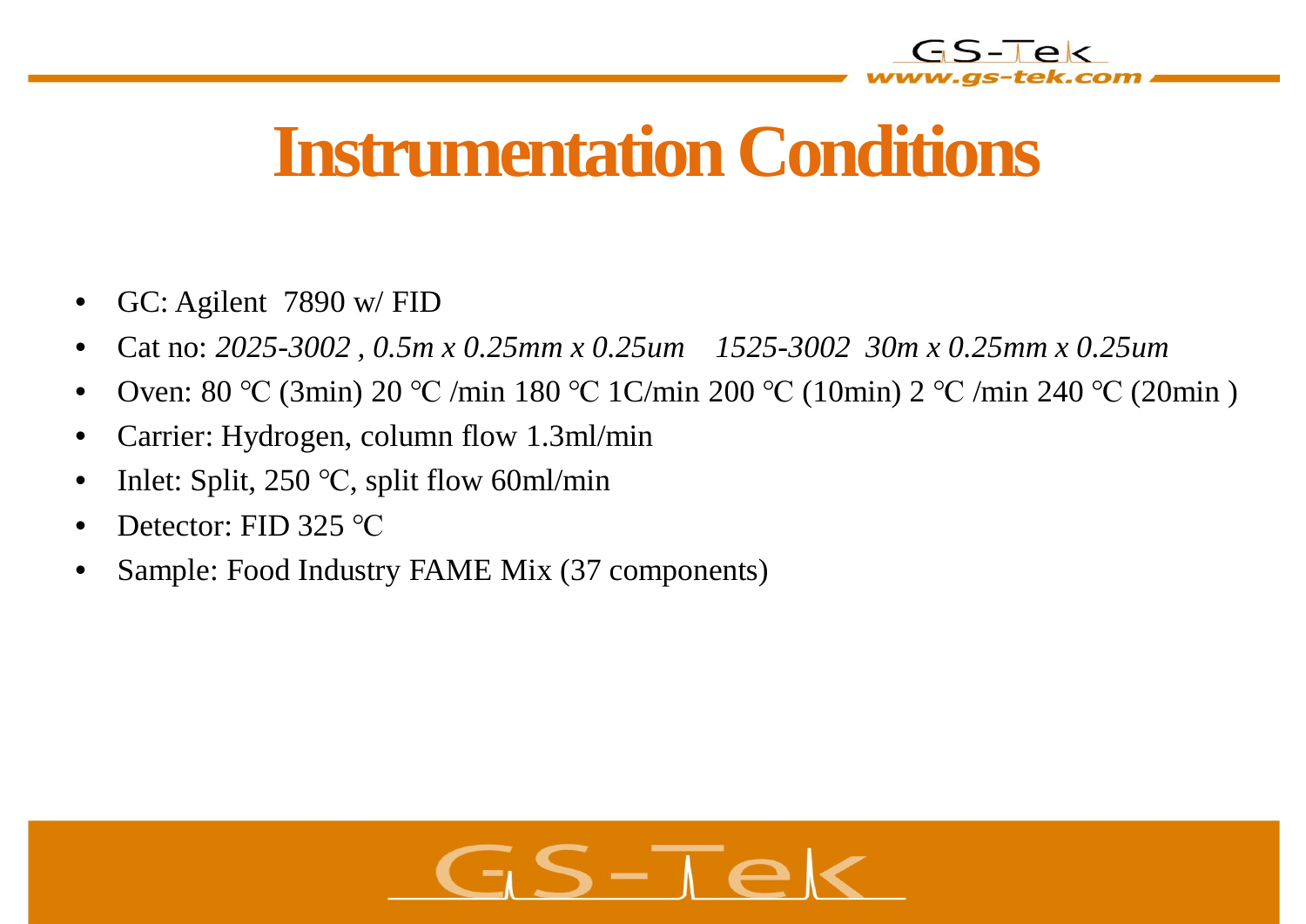# Instrumentation Conditions

- GC: Agilent 7890 w/ FID
- Cat no: *2025-3002 , 0.5m x 0.25mm x 0.25um 1525-3002 30m x 0.25mm x 0.25um*
- Oven: 80 ℃ (3min) 20 ℃ /min 180 ℃ 1C/min 200 ℃ (10min) 2 ℃ /min 240 ℃ (20min )
- Carrier: Hydrogen, column flow 1.3ml/min
- Inlet: Split, 250 ℃, split flow 60ml/min
- Detector: FID 325 ℃
- Sample: Food Industry FAME Mix (37 components)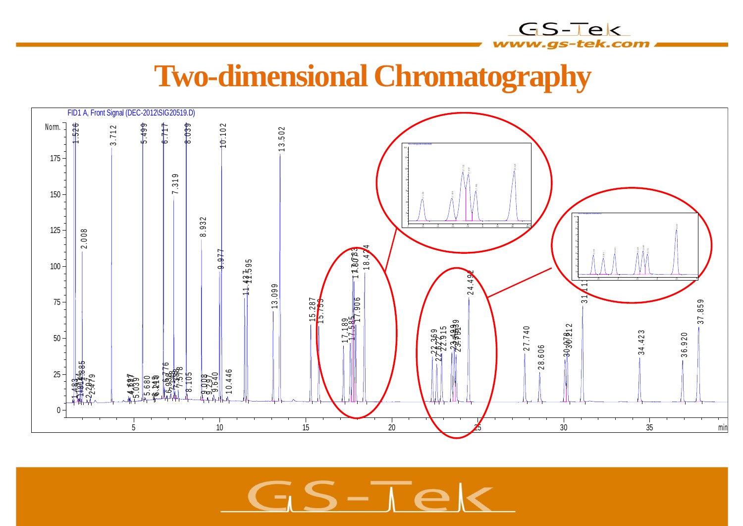# Two-dimensional Chromatography

FID1 A, Front Signal (DEC-2012\SIG20519.D)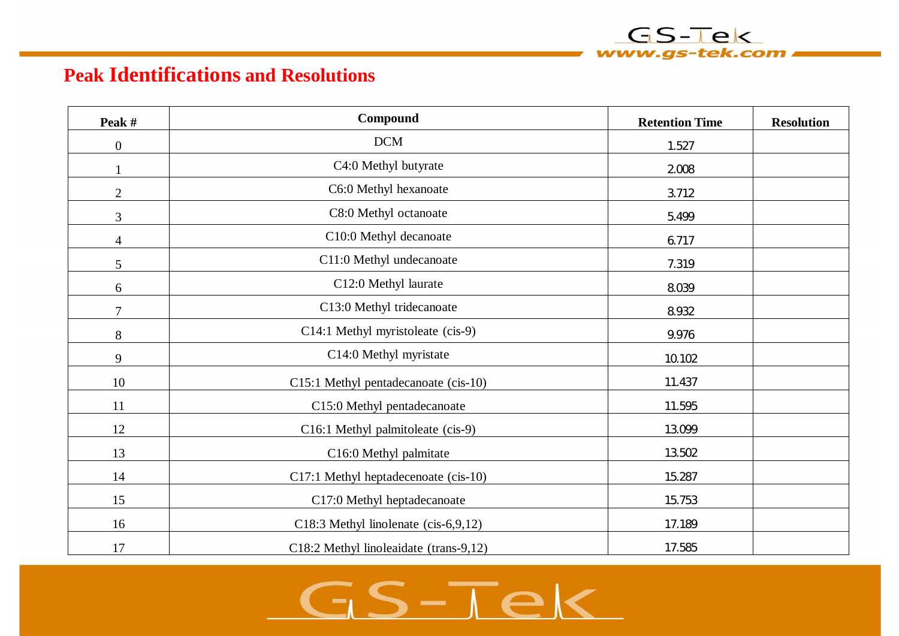## Peak Identifications and Resolutions

| Peak # | Compound | Retention Time | Resolution |
|---|---|---|---|
| 0 | DCM | 1.527 | |
| 1 | C4:0 Methyl butyrate | 2.008 | |
| 2 | C6:0 Methyl hexanoate | 3.712 | |
| 3 | C8:0 Methyl octanoate | 5.499 | |
| 4 | C10:0 Methyl decanoate | 6.717 | |
| 5 | C11:0 Methyl undecanoate | 7.319 | |
| 6 | C12:0 Methyl laurate | 8.039 | |
| 7 | C13:0 Methyl tridecanoate | 8.932 | |
| 8 | C14:1 Methyl myristoleate (cis-9) | 9.976 | |
| 9 | C14:0 Methyl myristate | 10.102 | |
| 10 | C15:1 Methyl pentadecanoate (cis-10) | 11.437 | |
| 11 | C15:0 Methyl pentadecanoate | 11.595 | |
| 12 | C16:1 Methyl palmitoleate (cis-9) | 13.099 | |
| 13 | C16:0 Methyl palmitate | 13.502 | |
| 14 | C17:1 Methyl heptadecenoate (cis-10) | 15.287 | |
| 15 | C17:0 Methyl heptadecanoate | 15.753 | |
| 16 | C18:3 Methyl linolenate (cis-6,9,12) | 17.189 | |
| 17 | C18:2 Methyl linoleaidate (trans-9,12) | 17.585 | |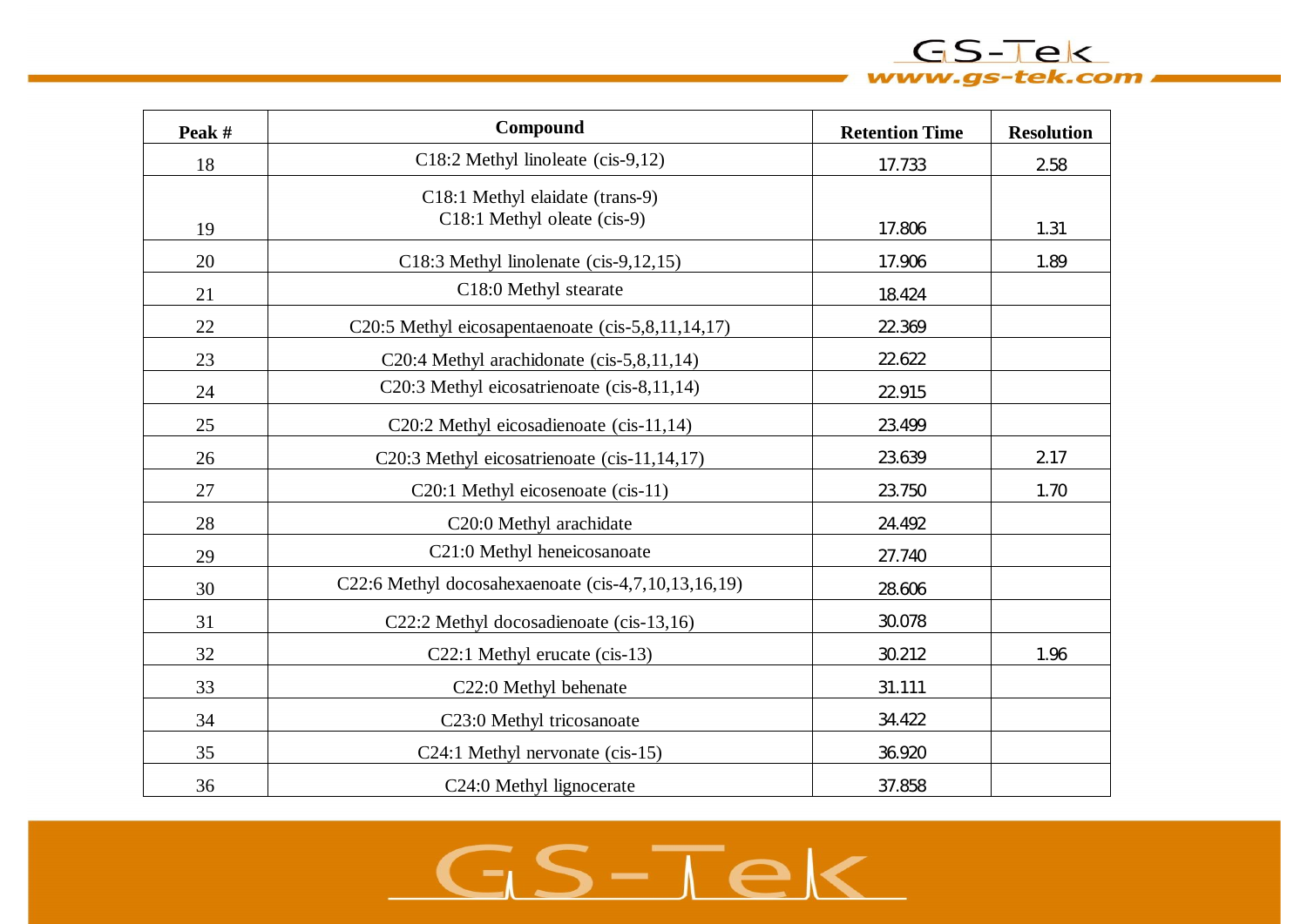| Peak # | Compound | Retention Time | Resolution |
|---|---|---|---|
| 18 | C18:2 Methyl linoleate (cis-9,12) | 17.733 | 2.58 |
| 19 | C18:1 Methyl elaidate (trans-9)<br>C18:1 Methyl oleate (cis-9) | 17.806 | 1.31 |
| 20 | C18:3 Methyl linolenate (cis-9,12,15) | 17.906 | 1.89 |
| 21 | C18:0 Methyl stearate | 18.424 | |
| 22 | C20:5 Methyl eicosapentaenoate (cis-5,8,11,14,17) | 22.369 | |
| 23 | C20:4 Methyl arachidonate (cis-5,8,11,14) | 22.622 | |
| 24 | C20:3 Methyl eicosatrienoate (cis-8,11,14) | 22.915 | |
| 25 | C20:2 Methyl eicosadienoate (cis-11,14) | 23.499 | |
| 26 | C20:3 Methyl eicosatrienoate (cis-11,14,17) | 23.639 | 2.17 |
| 27 | C20:1 Methyl eicosenoate (cis-11) | 23.750 | 1.70 |
| 28 | C20:0 Methyl arachidate | 24.492 | |
| 29 | C21:0 Methyl heneicosanoate | 27.740 | |
| 30 | C22:6 Methyl docosahexaenoate (cis-4,7,10,13,16,19) | 28.606 | |
| 31 | C22:2 Methyl docosadienoate (cis-13,16) | 30.078 | |
| 32 | C22:1 Methyl erucate (cis-13) | 30.212 | 1.96 |
| 33 | C22:0 Methyl behenate | 31.111 | |
| 34 | C23:0 Methyl tricosanoate | 34.422 | |
| 35 | C24:1 Methyl nervonate (cis-15) | 36.920 | |
| 36 | C24:0 Methyl lignocerate | 37.858 | |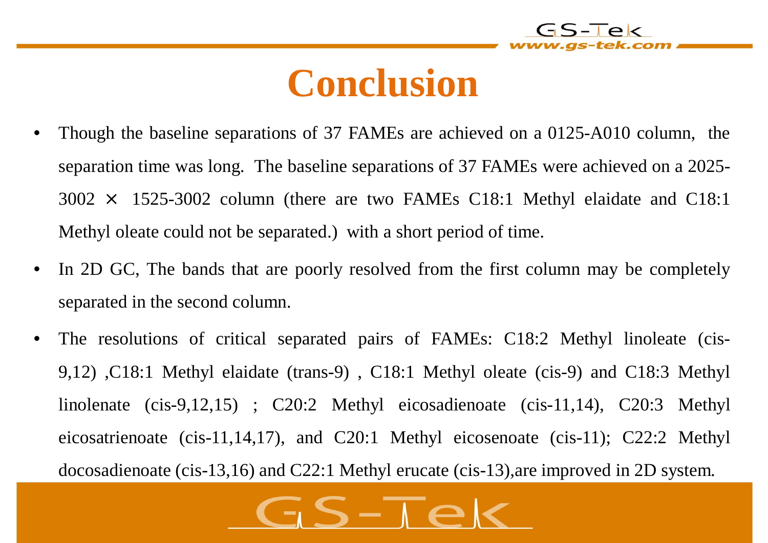# Conclusion

- Though the baseline separations of 37 FAMEs are achieved on a 0125-A010 column, the separation time was long. The baseline separations of 37 FAMEs were achieved on a 2025-3002 × 1525-3002 column (there are two FAMEs C18:1 Methyl elaidate and C18:1 Methyl oleate could not be separated.) with a short period of time.
- In 2D GC, The bands that are poorly resolved from the first column may be completely separated in the second column.
- The resolutions of critical separated pairs of FAMEs: C18:2 Methyl linoleate (cis-9,12) ,C18:1 Methyl elaidate (trans-9) , C18:1 Methyl oleate (cis-9) and C18:3 Methyl linolenate (cis-9,12,15) ; C20:2 Methyl eicosadienoate (cis-11,14), C20:3 Methyl eicosatrienoate (cis-11,14,17), and C20:1 Methyl eicosenoate (cis-11); C22:2 Methyl docosadienoate (cis-13,16) and C22:1 Methyl erucate (cis-13),are improved in 2D system.